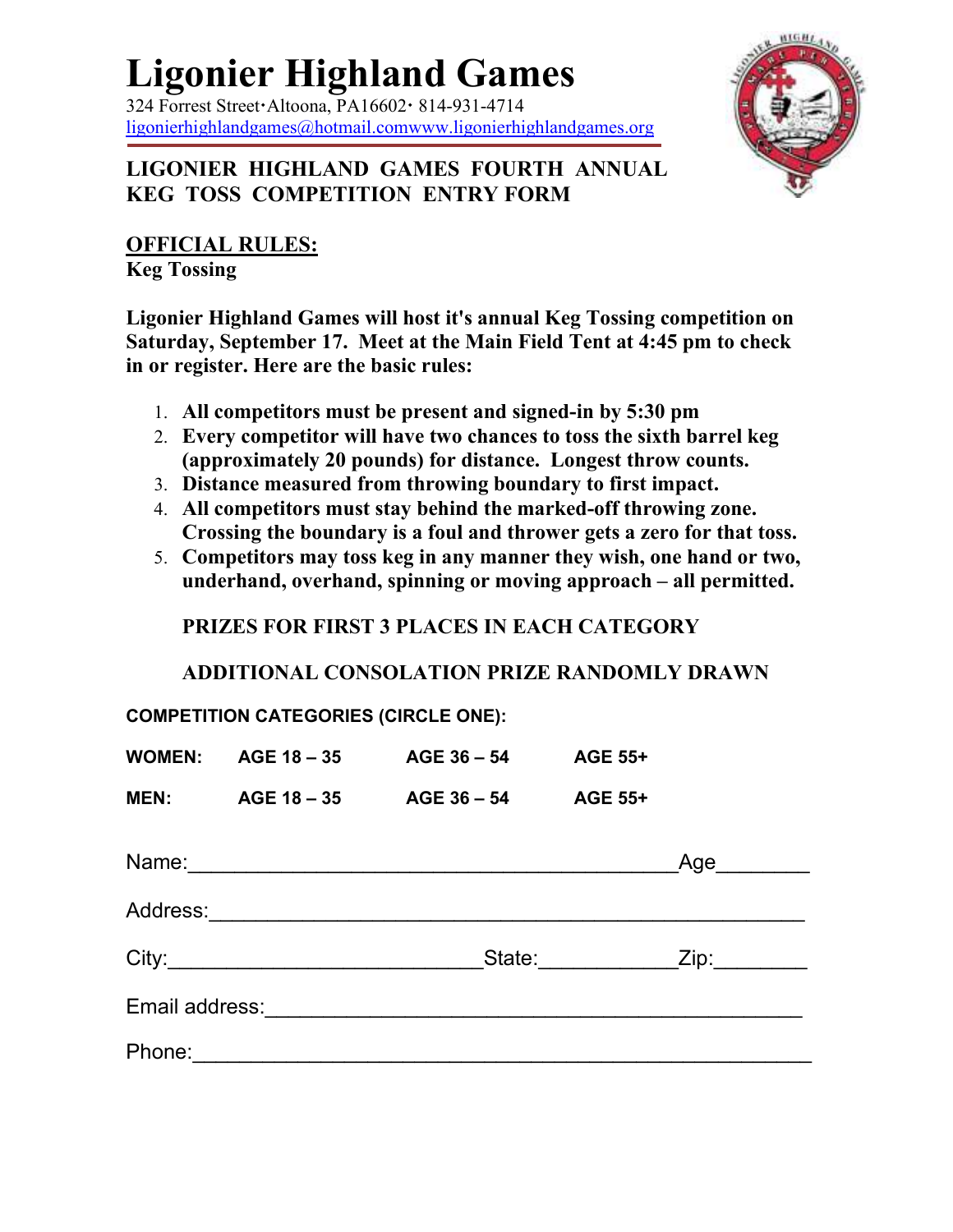# Ligonier Highland Games

324 Forrest Street·Altoona, PA16602· 814-931-4714
ligonierhighlandgames@hotmail.comwww.ligonierhighlandgames.org

## LIGONIER HIGHLAND GAMES FOURTH ANNUAL KEG TOSS COMPETITION ENTRY FORM

**OFFICIAL RULES:**
**Keg Tossing**

**Ligonier Highland Games will host it's annual Keg Tossing competition on Saturday, September 17. Meet at the Main Field Tent at 4:45 pm to check in or register. Here are the basic rules:**

1. **All competitors must be present and signed-in by 5:30 pm**
2. **Every competitor will have two chances to toss the sixth barrel keg (approximately 20 pounds) for distance. Longest throw counts.**
3. **Distance measured from throwing boundary to first impact.**
4. **All competitors must stay behind the marked-off throwing zone. Crossing the boundary is a foul and thrower gets a zero for that toss.**
5. **Competitors may toss keg in any manner they wish, one hand or two, underhand, overhand, spinning or moving approach – all permitted.**

**PRIZES FOR FIRST 3 PLACES IN EACH CATEGORY**

**ADDITIONAL CONSOLATION PRIZE RANDOMLY DRAWN**

**COMPETITION CATEGORIES (CIRCLE ONE):**

| | | | |
|---|---|---|---|
| **WOMEN:** | **AGE 18 – 35** | **AGE 36 – 54** | **AGE 55+** |
| **MEN:** | **AGE 18 – 35** | **AGE 36 – 54** | **AGE 55+** |

Name:_________________________________________Age________

Address:_____________________________________________________

City:___________________________State:____________Zip:________

Email address:_______________________________________________

Phone:______________________________________________________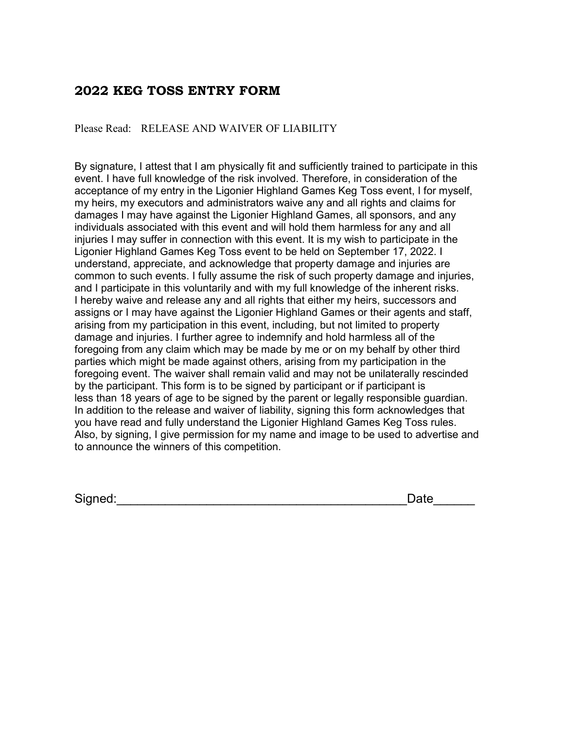## 2022 KEG TOSS ENTRY FORM

Please Read: RELEASE AND WAIVER OF LIABILITY

By signature, I attest that I am physically fit and sufficiently trained to participate in this event. I have full knowledge of the risk involved. Therefore, in consideration of the acceptance of my entry in the Ligonier Highland Games Keg Toss event, I for myself, my heirs, my executors and administrators waive any and all rights and claims for damages I may have against the Ligonier Highland Games, all sponsors, and any individuals associated with this event and will hold them harmless for any and all injuries I may suffer in connection with this event. It is my wish to participate in the Ligonier Highland Games Keg Toss event to be held on September 17, 2022. I understand, appreciate, and acknowledge that property damage and injuries are common to such events. I fully assume the risk of such property damage and injuries, and I participate in this voluntarily and with my full knowledge of the inherent risks. I hereby waive and release any and all rights that either my heirs, successors and assigns or I may have against the Ligonier Highland Games or their agents and staff, arising from my participation in this event, including, but not limited to property damage and injuries. I further agree to indemnify and hold harmless all of the foregoing from any claim which may be made by me or on my behalf by other third parties which might be made against others, arising from my participation in the foregoing event. The waiver shall remain valid and may not be unilaterally rescinded by the participant. This form is to be signed by participant or if participant is less than 18 years of age to be signed by the parent or legally responsible guardian. In addition to the release and waiver of liability, signing this form acknowledges that you have read and fully understand the Ligonier Highland Games Keg Toss rules. Also, by signing, I give permission for my name and image to be used to advertise and to announce the winners of this competition.

Signed:___________________________________________ Date______